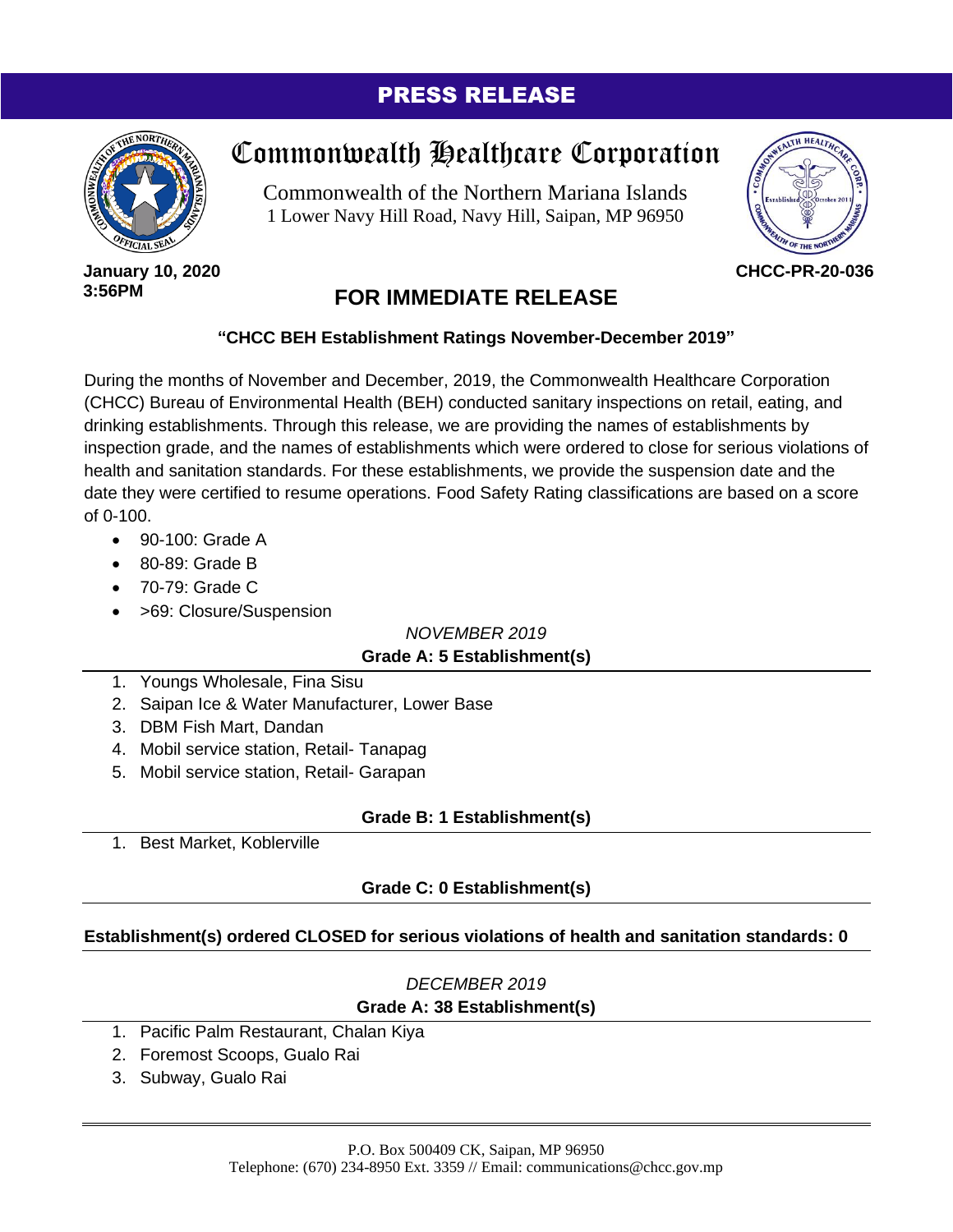**PRESS RELEASE**

# Commonwealth Healthcare Corporation

Commonwealth of the Northern Mariana Islands
1 Lower Navy Hill Road, Navy Hill, Saipan, MP 96950

**January 10, 2020**
**3:56PM**

**CHCC-PR-20-036**

## FOR IMMEDIATE RELEASE

**"CHCC BEH Establishment Ratings November-December 2019"**

During the months of November and December, 2019, the Commonwealth Healthcare Corporation (CHCC) Bureau of Environmental Health (BEH) conducted sanitary inspections on retail, eating, and drinking establishments. Through this release, we are providing the names of establishments by inspection grade, and the names of establishments which were ordered to close for serious violations of health and sanitation standards. For these establishments, we provide the suspension date and the date they were certified to resume operations. Food Safety Rating classifications are based on a score of 0-100.

- 90-100: Grade A
- 80-89: Grade B
- 70-79: Grade C
- >69: Closure/Suspension

*NOVEMBER 2019*

**Grade A: 5 Establishment(s)**

1. Youngs Wholesale, Fina Sisu
2. Saipan Ice & Water Manufacturer, Lower Base
3. DBM Fish Mart, Dandan
4. Mobil service station, Retail- Tanapag
5. Mobil service station, Retail- Garapan

**Grade B: 1 Establishment(s)**

1. Best Market, Koblerville

**Grade C: 0 Establishment(s)**

**Establishment(s) ordered CLOSED for serious violations of health and sanitation standards: 0**

*DECEMBER 2019*

**Grade A: 38 Establishment(s)**

1. Pacific Palm Restaurant, Chalan Kiya
2. Foremost Scoops, Gualo Rai
3. Subway, Gualo Rai

P.O. Box 500409 CK, Saipan, MP 96950
Telephone: (670) 234-8950 Ext. 3359 // Email: communications@chcc.gov.mp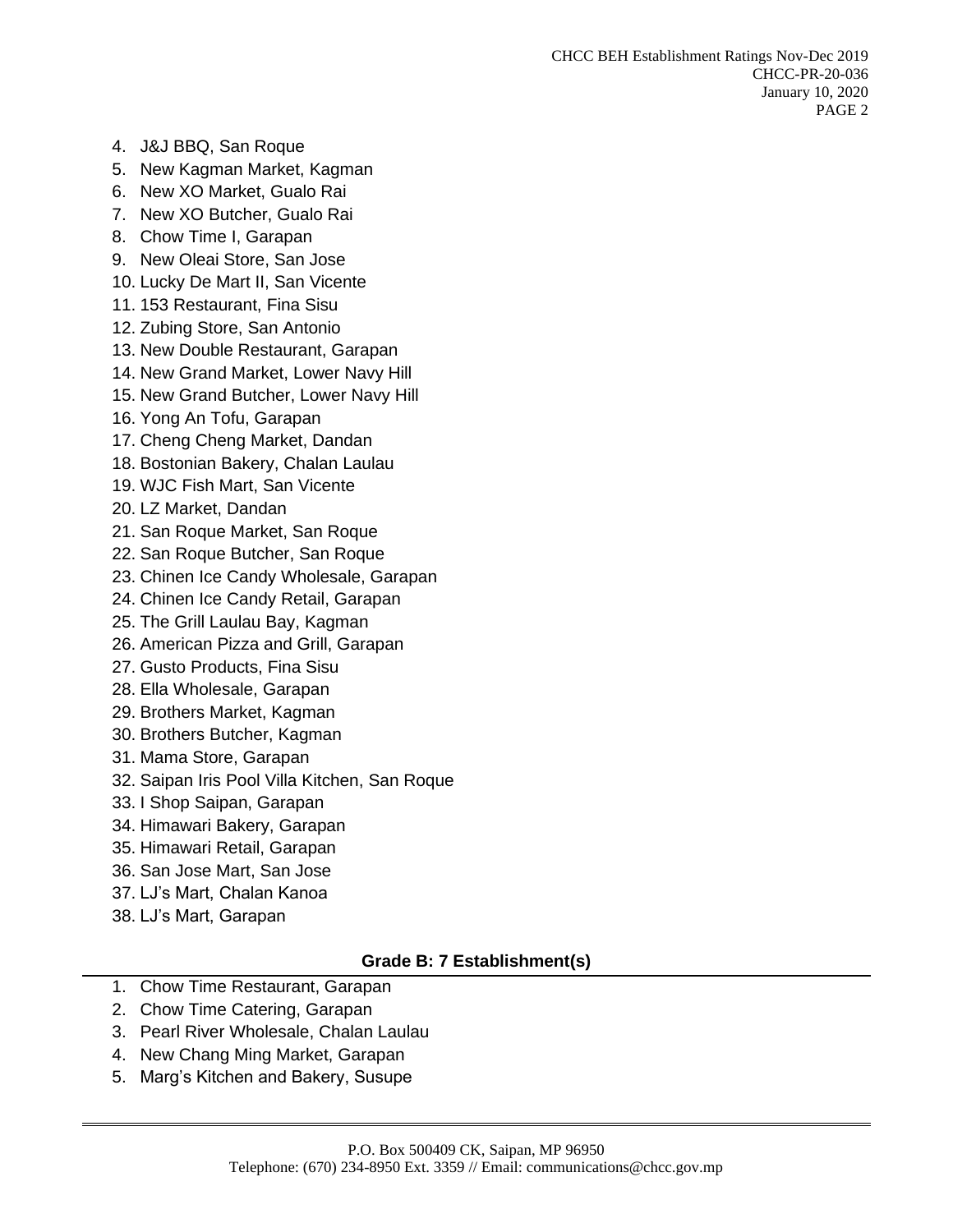4. J&J BBQ, San Roque
5. New Kagman Market, Kagman
6. New XO Market, Gualo Rai
7. New XO Butcher, Gualo Rai
8. Chow Time I, Garapan
9. New Oleai Store, San Jose
10. Lucky De Mart II, San Vicente
11. 153 Restaurant, Fina Sisu
12. Zubing Store, San Antonio
13. New Double Restaurant, Garapan
14. New Grand Market, Lower Navy Hill
15. New Grand Butcher, Lower Navy Hill
16. Yong An Tofu, Garapan
17. Cheng Cheng Market, Dandan
18. Bostonian Bakery, Chalan Laulau
19. WJC Fish Mart, San Vicente
20. LZ Market, Dandan
21. San Roque Market, San Roque
22. San Roque Butcher, San Roque
23. Chinen Ice Candy Wholesale, Garapan
24. Chinen Ice Candy Retail, Garapan
25. The Grill Laulau Bay, Kagman
26. American Pizza and Grill, Garapan
27. Gusto Products, Fina Sisu
28. Ella Wholesale, Garapan
29. Brothers Market, Kagman
30. Brothers Butcher, Kagman
31. Mama Store, Garapan
32. Saipan Iris Pool Villa Kitchen, San Roque
33. I Shop Saipan, Garapan
34. Himawari Bakery, Garapan
35. Himawari Retail, Garapan
36. San Jose Mart, San Jose
37. LJ's Mart, Chalan Kanoa
38. LJ's Mart, Garapan

**Grade B: 7 Establishment(s)**

1. Chow Time Restaurant, Garapan
2. Chow Time Catering, Garapan
3. Pearl River Wholesale, Chalan Laulau
4. New Chang Ming Market, Garapan
5. Marg's Kitchen and Bakery, Susupe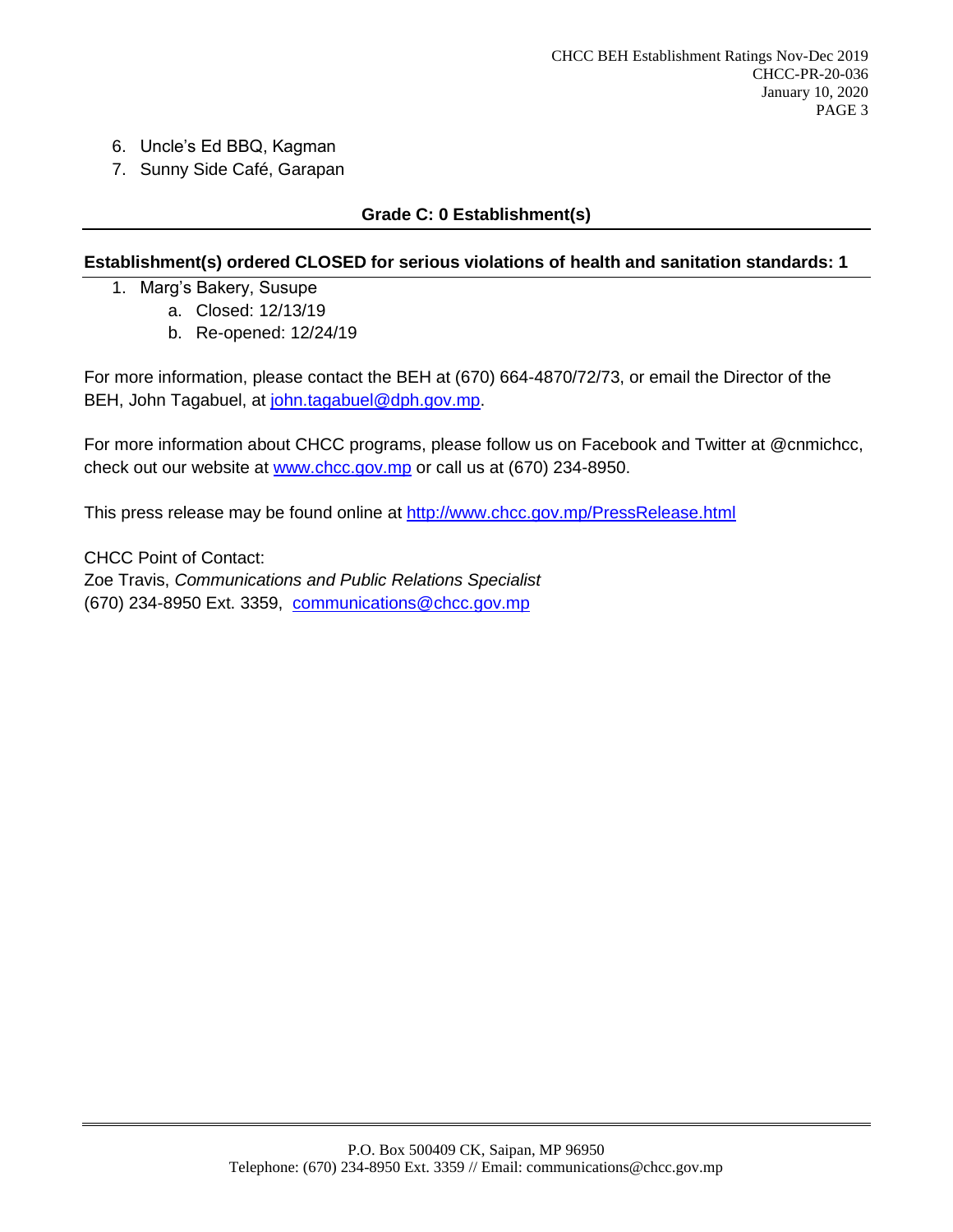6. Uncle's Ed BBQ, Kagman
7. Sunny Side Café, Garapan

**Grade C: 0 Establishment(s)**

**Establishment(s) ordered CLOSED for serious violations of health and sanitation standards: 1**

1. Marg's Bakery, Susupe
   a. Closed: 12/13/19
   b. Re-opened: 12/24/19

For more information, please contact the BEH at (670) 664-4870/72/73, or email the Director of the BEH, John Tagabuel, at john.tagabuel@dph.gov.mp.

For more information about CHCC programs, please follow us on Facebook and Twitter at @cnmichcc, check out our website at www.chcc.gov.mp or call us at (670) 234-8950.

This press release may be found online at http://www.chcc.gov.mp/PressRelease.html

CHCC Point of Contact:
Zoe Travis, *Communications and Public Relations Specialist*
(670) 234-8950 Ext. 3359, communications@chcc.gov.mp